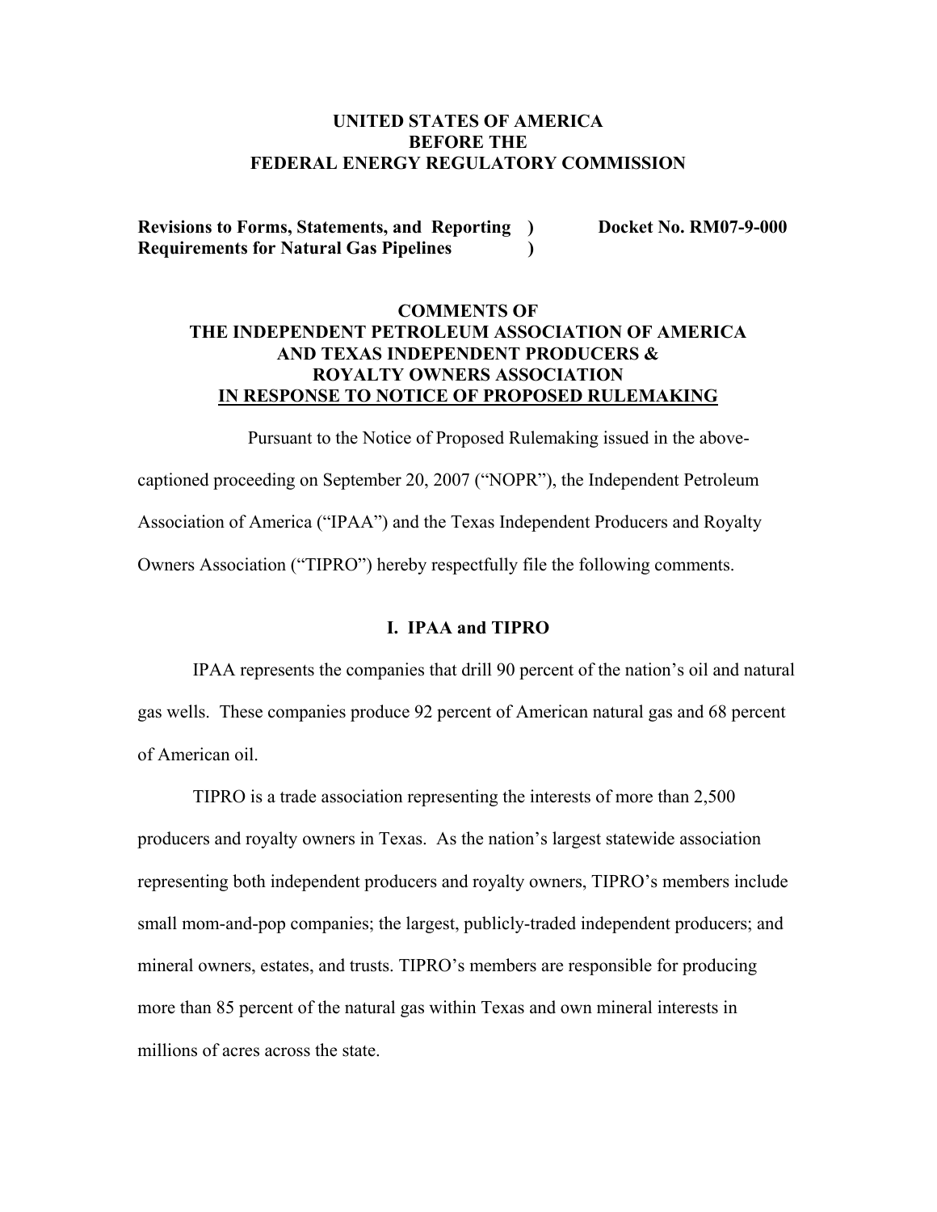**UNITED STATES OF AMERICA**
**BEFORE THE**
**FEDERAL ENERGY REGULATORY COMMISSION**

| | | |
|---|---|---|
| **Revisions to Forms, Statements, and Reporting** | **)** | **Docket No. RM07-9-000** |
| **Requirements for Natural Gas Pipelines** | **)** | |

# COMMENTS OF THE INDEPENDENT PETROLEUM ASSOCIATION OF AMERICA AND TEXAS INDEPENDENT PRODUCERS & ROYALTY OWNERS ASSOCIATION <u>IN RESPONSE TO NOTICE OF PROPOSED RULEMAKING</u>

Pursuant to the Notice of Proposed Rulemaking issued in the above-captioned proceeding on September 20, 2007 ("NOPR"), the Independent Petroleum Association of America ("IPAA") and the Texas Independent Producers and Royalty Owners Association ("TIPRO") hereby respectfully file the following comments.

## I. IPAA and TIPRO

IPAA represents the companies that drill 90 percent of the nation's oil and natural gas wells. These companies produce 92 percent of American natural gas and 68 percent of American oil.

TIPRO is a trade association representing the interests of more than 2,500 producers and royalty owners in Texas. As the nation's largest statewide association representing both independent producers and royalty owners, TIPRO's members include small mom-and-pop companies; the largest, publicly-traded independent producers; and mineral owners, estates, and trusts. TIPRO's members are responsible for producing more than 85 percent of the natural gas within Texas and own mineral interests in millions of acres across the state.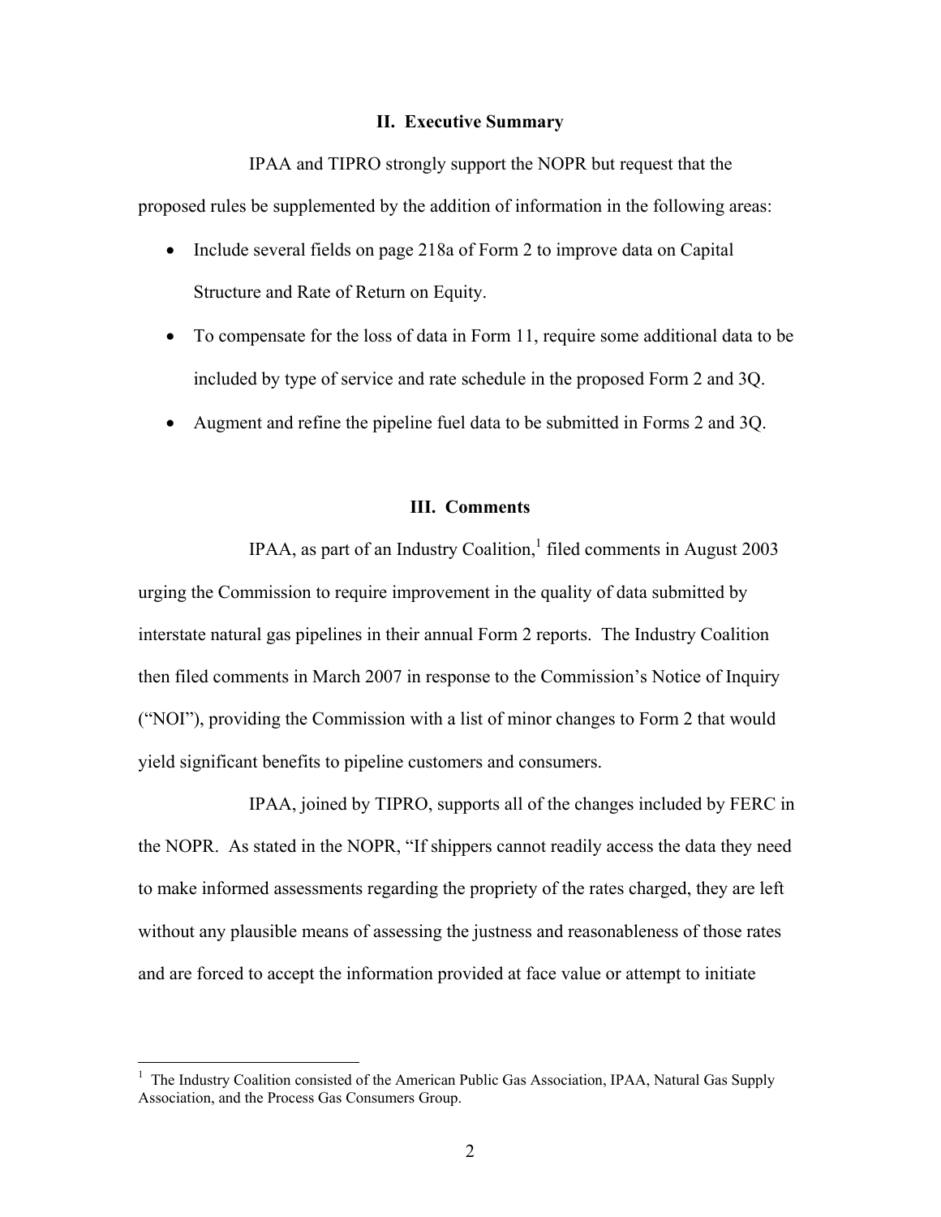## II. Executive Summary

IPAA and TIPRO strongly support the NOPR but request that the proposed rules be supplemented by the addition of information in the following areas:

- Include several fields on page 218a of Form 2 to improve data on Capital Structure and Rate of Return on Equity.
- To compensate for the loss of data in Form 11, require some additional data to be included by type of service and rate schedule in the proposed Form 2 and 3Q.
- Augment and refine the pipeline fuel data to be submitted in Forms 2 and 3Q.

## III. Comments

IPAA, as part of an Industry Coalition,[1] filed comments in August 2003 urging the Commission to require improvement in the quality of data submitted by interstate natural gas pipelines in their annual Form 2 reports. The Industry Coalition then filed comments in March 2007 in response to the Commission's Notice of Inquiry ("NOI"), providing the Commission with a list of minor changes to Form 2 that would yield significant benefits to pipeline customers and consumers.

IPAA, joined by TIPRO, supports all of the changes included by FERC in the NOPR. As stated in the NOPR, "If shippers cannot readily access the data they need to make informed assessments regarding the propriety of the rates charged, they are left without any plausible means of assessing the justness and reasonableness of those rates and are forced to accept the information provided at face value or attempt to initiate

---

[1] The Industry Coalition consisted of the American Public Gas Association, IPAA, Natural Gas Supply Association, and the Process Gas Consumers Group.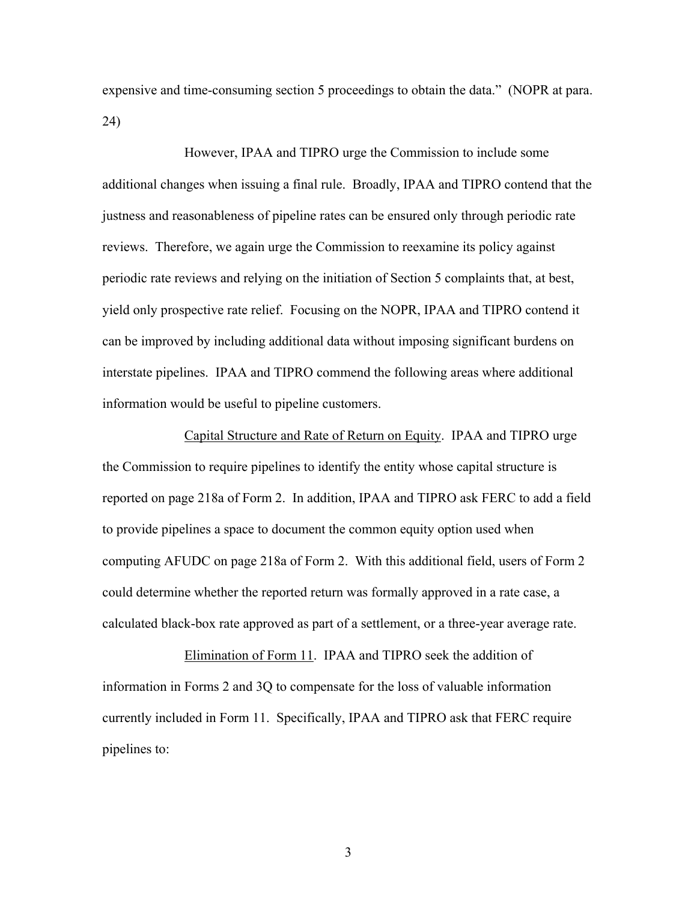expensive and time-consuming section 5 proceedings to obtain the data." (NOPR at para. 24)

However, IPAA and TIPRO urge the Commission to include some additional changes when issuing a final rule. Broadly, IPAA and TIPRO contend that the justness and reasonableness of pipeline rates can be ensured only through periodic rate reviews. Therefore, we again urge the Commission to reexamine its policy against periodic rate reviews and relying on the initiation of Section 5 complaints that, at best, yield only prospective rate relief. Focusing on the NOPR, IPAA and TIPRO contend it can be improved by including additional data without imposing significant burdens on interstate pipelines. IPAA and TIPRO commend the following areas where additional information would be useful to pipeline customers.

<u>Capital Structure and Rate of Return on Equity</u>. IPAA and TIPRO urge the Commission to require pipelines to identify the entity whose capital structure is reported on page 218a of Form 2. In addition, IPAA and TIPRO ask FERC to add a field to provide pipelines a space to document the common equity option used when computing AFUDC on page 218a of Form 2. With this additional field, users of Form 2 could determine whether the reported return was formally approved in a rate case, a calculated black-box rate approved as part of a settlement, or a three-year average rate.

<u>Elimination of Form 11</u>. IPAA and TIPRO seek the addition of information in Forms 2 and 3Q to compensate for the loss of valuable information currently included in Form 11. Specifically, IPAA and TIPRO ask that FERC require pipelines to: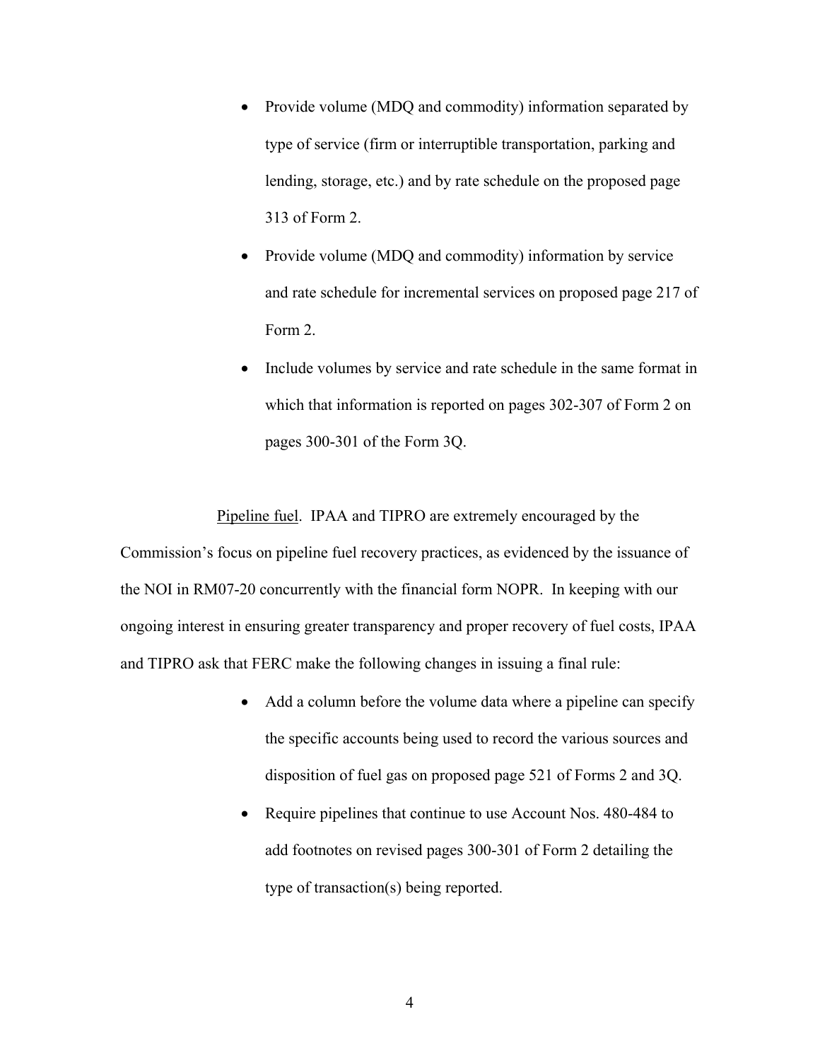- Provide volume (MDQ and commodity) information separated by type of service (firm or interruptible transportation, parking and lending, storage, etc.) and by rate schedule on the proposed page 313 of Form 2.
- Provide volume (MDQ and commodity) information by service and rate schedule for incremental services on proposed page 217 of Form 2.
- Include volumes by service and rate schedule in the same format in which that information is reported on pages 302-307 of Form 2 on pages 300-301 of the Form 3Q.

<u>Pipeline fuel</u>. IPAA and TIPRO are extremely encouraged by the Commission's focus on pipeline fuel recovery practices, as evidenced by the issuance of the NOI in RM07-20 concurrently with the financial form NOPR. In keeping with our ongoing interest in ensuring greater transparency and proper recovery of fuel costs, IPAA and TIPRO ask that FERC make the following changes in issuing a final rule:

- Add a column before the volume data where a pipeline can specify the specific accounts being used to record the various sources and disposition of fuel gas on proposed page 521 of Forms 2 and 3Q.
- Require pipelines that continue to use Account Nos. 480-484 to add footnotes on revised pages 300-301 of Form 2 detailing the type of transaction(s) being reported.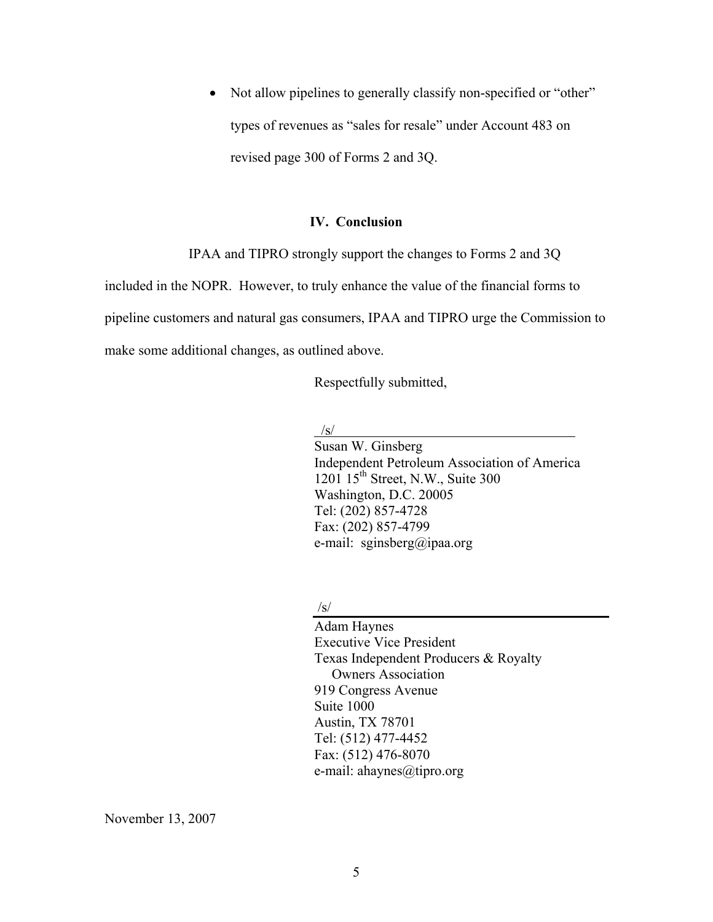- Not allow pipelines to generally classify non-specified or "other" types of revenues as "sales for resale" under Account 483 on revised page 300 of Forms 2 and 3Q.

## IV. Conclusion

IPAA and TIPRO strongly support the changes to Forms 2 and 3Q included in the NOPR. However, to truly enhance the value of the financial forms to pipeline customers and natural gas consumers, IPAA and TIPRO urge the Commission to make some additional changes, as outlined above.

Respectfully submitted,

/s/
Susan W. Ginsberg
Independent Petroleum Association of America
1201 15th Street, N.W., Suite 300
Washington, D.C. 20005
Tel: (202) 857-4728
Fax: (202) 857-4799
e-mail: sginsberg@ipaa.org

/s/
Adam Haynes
Executive Vice President
Texas Independent Producers & Royalty Owners Association
919 Congress Avenue
Suite 1000
Austin, TX 78701
Tel: (512) 477-4452
Fax: (512) 476-8070
e-mail: ahaynes@tipro.org

November 13, 2007